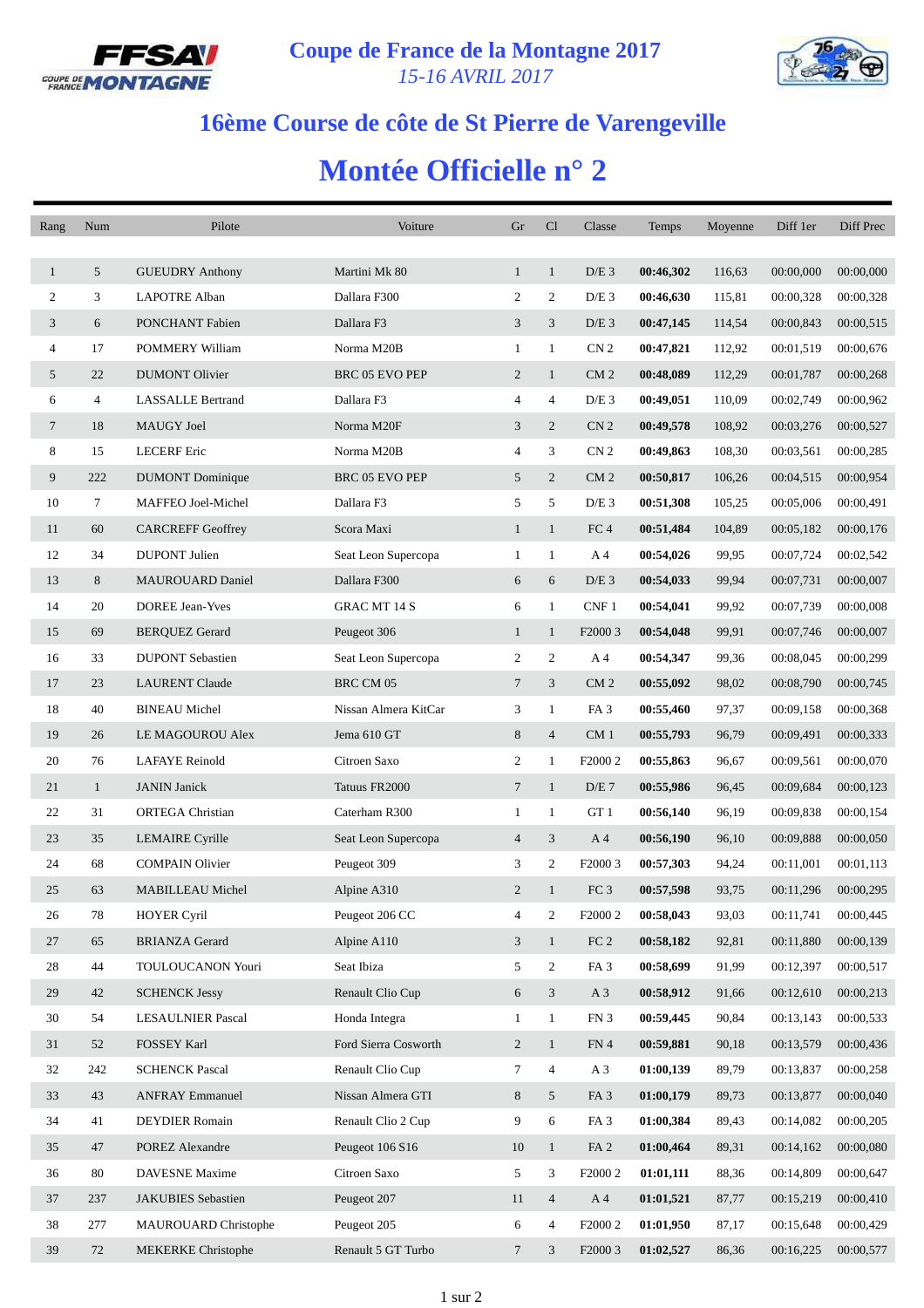# Coupe de France de la Montagne 2017

*15-16 AVRIL 2017*

## 16ème Course de côte de St Pierre de Varengeville

# Montée Officielle n° 2

| Rang | Num | Pilote | Voiture | Gr | Cl | Classe | Temps | Moyenne | Diff 1er | Diff Prec |
|---|---|---|---|---|---|---|---|---|---|---|
| 1 | 5 | GUEUDRY Anthony | Martini Mk 80 | 1 | 1 | D/E 3 | **00:46,302** | 116,63 | 00:00,000 | 00:00,000 |
| 2 | 3 | LAPOTRE Alban | Dallara F300 | 2 | 2 | D/E 3 | **00:46,630** | 115,81 | 00:00,328 | 00:00,328 |
| 3 | 6 | PONCHANT Fabien | Dallara F3 | 3 | 3 | D/E 3 | **00:47,145** | 114,54 | 00:00,843 | 00:00,515 |
| 4 | 17 | POMMERY William | Norma M20B | 1 | 1 | CN 2 | **00:47,821** | 112,92 | 00:01,519 | 00:00,676 |
| 5 | 22 | DUMONT Olivier | BRC 05 EVO PEP | 2 | 1 | CM 2 | **00:48,089** | 112,29 | 00:01,787 | 00:00,268 |
| 6 | 4 | LASSALLE Bertrand | Dallara F3 | 4 | 4 | D/E 3 | **00:49,051** | 110,09 | 00:02,749 | 00:00,962 |
| 7 | 18 | MAUGY Joel | Norma M20F | 3 | 2 | CN 2 | **00:49,578** | 108,92 | 00:03,276 | 00:00,527 |
| 8 | 15 | LECERF Eric | Norma M20B | 4 | 3 | CN 2 | **00:49,863** | 108,30 | 00:03,561 | 00:00,285 |
| 9 | 222 | DUMONT Dominique | BRC 05 EVO PEP | 5 | 2 | CM 2 | **00:50,817** | 106,26 | 00:04,515 | 00:00,954 |
| 10 | 7 | MAFFEO Joel-Michel | Dallara F3 | 5 | 5 | D/E 3 | **00:51,308** | 105,25 | 00:05,006 | 00:00,491 |
| 11 | 60 | CARCREFF Geoffrey | Scora Maxi | 1 | 1 | FC 4 | **00:51,484** | 104,89 | 00:05,182 | 00:00,176 |
| 12 | 34 | DUPONT Julien | Seat Leon Supercopa | 1 | 1 | A 4 | **00:54,026** | 99,95 | 00:07,724 | 00:02,542 |
| 13 | 8 | MAUROUARD Daniel | Dallara F300 | 6 | 6 | D/E 3 | **00:54,033** | 99,94 | 00:07,731 | 00:00,007 |
| 14 | 20 | DOREE Jean-Yves | GRAC MT 14 S | 6 | 1 | CNF 1 | **00:54,041** | 99,92 | 00:07,739 | 00:00,008 |
| 15 | 69 | BERQUEZ Gerard | Peugeot 306 | 1 | 1 | F2000 3 | **00:54,048** | 99,91 | 00:07,746 | 00:00,007 |
| 16 | 33 | DUPONT Sebastien | Seat Leon Supercopa | 2 | 2 | A 4 | **00:54,347** | 99,36 | 00:08,045 | 00:00,299 |
| 17 | 23 | LAURENT Claude | BRC CM 05 | 7 | 3 | CM 2 | **00:55,092** | 98,02 | 00:08,790 | 00:00,745 |
| 18 | 40 | BINEAU Michel | Nissan Almera KitCar | 3 | 1 | FA 3 | **00:55,460** | 97,37 | 00:09,158 | 00:00,368 |
| 19 | 26 | LE MAGOUROU Alex | Jema 610 GT | 8 | 4 | CM 1 | **00:55,793** | 96,79 | 00:09,491 | 00:00,333 |
| 20 | 76 | LAFAYE Reinold | Citroen Saxo | 2 | 1 | F2000 2 | **00:55,863** | 96,67 | 00:09,561 | 00:00,070 |
| 21 | 1 | JANIN Janick | Tatuus FR2000 | 7 | 1 | D/E 7 | **00:55,986** | 96,45 | 00:09,684 | 00:00,123 |
| 22 | 31 | ORTEGA Christian | Caterham R300 | 1 | 1 | GT 1 | **00:56,140** | 96,19 | 00:09,838 | 00:00,154 |
| 23 | 35 | LEMAIRE Cyrille | Seat Leon Supercopa | 4 | 3 | A 4 | **00:56,190** | 96,10 | 00:09,888 | 00:00,050 |
| 24 | 68 | COMPAIN Olivier | Peugeot 309 | 3 | 2 | F2000 3 | **00:57,303** | 94,24 | 00:11,001 | 00:01,113 |
| 25 | 63 | MABILLEAU Michel | Alpine A310 | 2 | 1 | FC 3 | **00:57,598** | 93,75 | 00:11,296 | 00:00,295 |
| 26 | 78 | HOYER Cyril | Peugeot 206 CC | 4 | 2 | F2000 2 | **00:58,043** | 93,03 | 00:11,741 | 00:00,445 |
| 27 | 65 | BRIANZA Gerard | Alpine A110 | 3 | 1 | FC 2 | **00:58,182** | 92,81 | 00:11,880 | 00:00,139 |
| 28 | 44 | TOULOUCANON Youri | Seat Ibiza | 5 | 2 | FA 3 | **00:58,699** | 91,99 | 00:12,397 | 00:00,517 |
| 29 | 42 | SCHENCK Jessy | Renault Clio Cup | 6 | 3 | A 3 | **00:58,912** | 91,66 | 00:12,610 | 00:00,213 |
| 30 | 54 | LESAULNIER Pascal | Honda Integra | 1 | 1 | FN 3 | **00:59,445** | 90,84 | 00:13,143 | 00:00,533 |
| 31 | 52 | FOSSEY Karl | Ford Sierra Cosworth | 2 | 1 | FN 4 | **00:59,881** | 90,18 | 00:13,579 | 00:00,436 |
| 32 | 242 | SCHENCK Pascal | Renault Clio Cup | 7 | 4 | A 3 | **01:00,139** | 89,79 | 00:13,837 | 00:00,258 |
| 33 | 43 | ANFRAY Emmanuel | Nissan Almera GTI | 8 | 5 | FA 3 | **01:00,179** | 89,73 | 00:13,877 | 00:00,040 |
| 34 | 41 | DEYDIER Romain | Renault Clio 2 Cup | 9 | 6 | FA 3 | **01:00,384** | 89,43 | 00:14,082 | 00:00,205 |
| 35 | 47 | POREZ Alexandre | Peugeot 106 S16 | 10 | 1 | FA 2 | **01:00,464** | 89,31 | 00:14,162 | 00:00,080 |
| 36 | 80 | DAVESNE Maxime | Citroen Saxo | 5 | 3 | F2000 2 | **01:01,111** | 88,36 | 00:14,809 | 00:00,647 |
| 37 | 237 | JAKUBIES Sebastien | Peugeot 207 | 11 | 4 | A 4 | **01:01,521** | 87,77 | 00:15,219 | 00:00,410 |
| 38 | 277 | MAUROUARD Christophe | Peugeot 205 | 6 | 4 | F2000 2 | **01:01,950** | 87,17 | 00:15,648 | 00:00,429 |
| 39 | 72 | MEKERKE Christophe | Renault 5 GT Turbo | 7 | 3 | F2000 3 | **01:02,527** | 86,36 | 00:16,225 | 00:00,577 |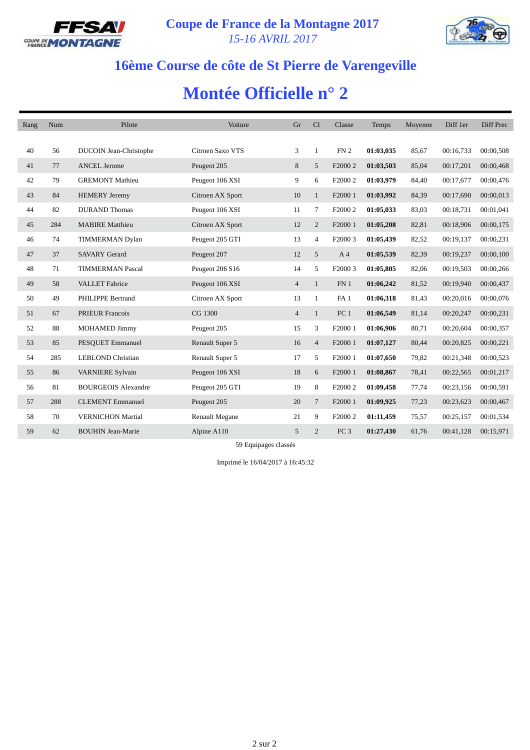# Coupe de France de la Montagne 2017

*15-16 AVRIL 2017*

## 16ème Course de côte de St Pierre de Varengeville

# Montée Officielle n° 2

| Rang | Num | Pilote | Voiture | Gr | Cl | Classe | Temps | Moyenne | Diff 1er | Diff Prec |
|---|---|---|---|---|---|---|---|---|---|---|
| 40 | 56 | DUCOIN Jean-Christophe | Citroen Saxo VTS | 3 | 1 | FN 2 | **01:03,035** | 85,67 | 00:16,733 | 00:00,508 |
| 41 | 77 | ANCEL Jerome | Peugeot 205 | 8 | 5 | F2000 2 | **01:03,503** | 85,04 | 00:17,201 | 00:00,468 |
| 42 | 79 | GREMONT Mathieu | Peugeot 106 XSI | 9 | 6 | F2000 2 | **01:03,979** | 84,40 | 00:17,677 | 00:00,476 |
| 43 | 84 | HEMERY Jeremy | Citroen AX Sport | 10 | 1 | F2000 1 | **01:03,992** | 84,39 | 00:17,690 | 00:00,013 |
| 44 | 82 | DURAND Thomas | Peugeot 106 XSI | 11 | 7 | F2000 2 | **01:05,033** | 83,03 | 00:18,731 | 00:01,041 |
| 45 | 284 | MABIRE Matthieu | Citroen AX Sport | 12 | 2 | F2000 1 | **01:05,208** | 82,81 | 00:18,906 | 00:00,175 |
| 46 | 74 | TIMMERMAN Dylan | Peugeot 205 GTI | 13 | 4 | F2000 3 | **01:05,439** | 82,52 | 00:19,137 | 00:00,231 |
| 47 | 37 | SAVARY Gerard | Peugeot 207 | 12 | 5 | A 4 | **01:05,539** | 82,39 | 00:19,237 | 00:00,100 |
| 48 | 71 | TIMMERMAN Pascal | Peugeot 206 S16 | 14 | 5 | F2000 3 | **01:05,805** | 82,06 | 00:19,503 | 00:00,266 |
| 49 | 58 | VALLET Fabrice | Peugeot 106 XSI | 4 | 1 | FN 1 | **01:06,242** | 81,52 | 00:19,940 | 00:00,437 |
| 50 | 49 | PHILIPPE Bertrand | Citroen AX Sport | 13 | 1 | FA 1 | **01:06,318** | 81,43 | 00:20,016 | 00:00,076 |
| 51 | 67 | PRIEUR Francois | CG 1300 | 4 | 1 | FC 1 | **01:06,549** | 81,14 | 00:20,247 | 00:00,231 |
| 52 | 88 | MOHAMED Jimmy | Peugeot 205 | 15 | 3 | F2000 1 | **01:06,906** | 80,71 | 00:20,604 | 00:00,357 |
| 53 | 85 | PESQUET Emmanuel | Renault Super 5 | 16 | 4 | F2000 1 | **01:07,127** | 80,44 | 00:20,825 | 00:00,221 |
| 54 | 285 | LEBLOND Christian | Renault Super 5 | 17 | 5 | F2000 1 | **01:07,650** | 79,82 | 00:21,348 | 00:00,523 |
| 55 | 86 | VARNIERE Sylvain | Peugeot 106 XSI | 18 | 6 | F2000 1 | **01:08,867** | 78,41 | 00:22,565 | 00:01,217 |
| 56 | 81 | BOURGEOIS Alexandre | Peugeot 205 GTI | 19 | 8 | F2000 2 | **01:09,458** | 77,74 | 00:23,156 | 00:00,591 |
| 57 | 288 | CLEMENT Emmanuel | Peugeot 205 | 20 | 7 | F2000 1 | **01:09,925** | 77,23 | 00:23,623 | 00:00,467 |
| 58 | 70 | VERNICHON Martial | Renault Megane | 21 | 9 | F2000 2 | **01:11,459** | 75,57 | 00:25,157 | 00:01,534 |
| 59 | 62 | BOUHIN Jean-Marie | Alpine A110 | 5 | 2 | FC 3 | **01:27,430** | 61,76 | 00:41,128 | 00:15,971 |

59 Equipages classés

Imprimé le 16/04/2017 à 16:45:32